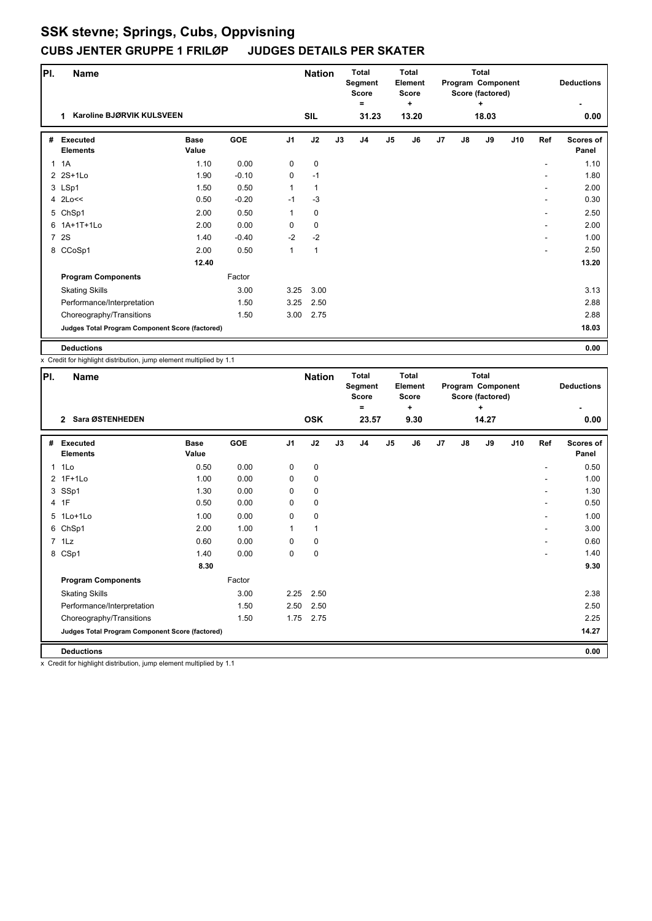# SSK stevne; Springs, Cubs, Oppvisning

## CUBS JENTER GRUPPE 1 FRILØP JUDGES DETAILS PER SKATER

| Pl. | Name | Nation | Total Segment Score = | Total Element Score + | Total Program Component Score (factored) + | Deductions - |
|---|---|---|---|---|---|---|
| 1 | Karoline BJØRVIK KULSVEEN | SIL | 31.23 | 13.20 | 18.03 | 0.00 |

| # | Executed Elements | Base Value | GOE | J1 | J2 | J3 | J4 | J5 | J6 | J7 | J8 | J9 | J10 | Ref | Scores of Panel |
|---|---|---|---|---|---|---|---|---|---|---|---|---|---|---|---|
| 1 | 1A | 1.10 | 0.00 | 0 | 0 | | | | | | | | | - | 1.10 |
| 2 | 2S+1Lo | 1.90 | -0.10 | 0 | -1 | | | | | | | | | - | 1.80 |
| 3 | LSp1 | 1.50 | 0.50 | 1 | 1 | | | | | | | | | - | 2.00 |
| 4 | 2Lo<< | 0.50 | -0.20 | -1 | -3 | | | | | | | | | - | 0.30 |
| 5 | ChSp1 | 2.00 | 0.50 | 1 | 0 | | | | | | | | | - | 2.50 |
| 6 | 1A+1T+1Lo | 2.00 | 0.00 | 0 | 0 | | | | | | | | | - | 2.00 |
| 7 | 2S | 1.40 | -0.40 | -2 | -2 | | | | | | | | | - | 1.00 |
| 8 | CCoSp1 | 2.00 | 0.50 | 1 | 1 | | | | | | | | | - | 2.50 |
| | | 12.40 | | | | | | | | | | | | | 13.20 |
| | **Program Components** | | Factor | | | | | | | | | | | | |
| | Skating Skills | | 3.00 | 3.25 | 3.00 | | | | | | | | | | 3.13 |
| | Performance/Interpretation | | 1.50 | 3.25 | 2.50 | | | | | | | | | | 2.88 |
| | Choreography/Transitions | | 1.50 | 3.00 | 2.75 | | | | | | | | | | 2.88 |
| | **Judges Total Program Component Score (factored)** | | | | | | | | | | | | | | 18.03 |
| | **Deductions** | | | | | | | | | | | | | | 0.00 |

x Credit for highlight distribution, jump element multiplied by 1.1

| Pl. | Name | Nation | Total Segment Score = | Total Element Score + | Total Program Component Score (factored) + | Deductions - |
|---|---|---|---|---|---|---|
| 2 | Sara ØSTENHEDEN | OSK | 23.57 | 9.30 | 14.27 | 0.00 |

| # | Executed Elements | Base Value | GOE | J1 | J2 | J3 | J4 | J5 | J6 | J7 | J8 | J9 | J10 | Ref | Scores of Panel |
|---|---|---|---|---|---|---|---|---|---|---|---|---|---|---|---|
| 1 | 1Lo | 0.50 | 0.00 | 0 | 0 | | | | | | | | | - | 0.50 |
| 2 | 1F+1Lo | 1.00 | 0.00 | 0 | 0 | | | | | | | | | - | 1.00 |
| 3 | SSp1 | 1.30 | 0.00 | 0 | 0 | | | | | | | | | - | 1.30 |
| 4 | 1F | 0.50 | 0.00 | 0 | 0 | | | | | | | | | - | 0.50 |
| 5 | 1Lo+1Lo | 1.00 | 0.00 | 0 | 0 | | | | | | | | | - | 1.00 |
| 6 | ChSp1 | 2.00 | 1.00 | 1 | 1 | | | | | | | | | - | 3.00 |
| 7 | 1Lz | 0.60 | 0.00 | 0 | 0 | | | | | | | | | - | 0.60 |
| 8 | CSp1 | 1.40 | 0.00 | 0 | 0 | | | | | | | | | - | 1.40 |
| | | 8.30 | | | | | | | | | | | | | 9.30 |
| | **Program Components** | | Factor | | | | | | | | | | | | |
| | Skating Skills | | 3.00 | 2.25 | 2.50 | | | | | | | | | | 2.38 |
| | Performance/Interpretation | | 1.50 | 2.50 | 2.50 | | | | | | | | | | 2.50 |
| | Choreography/Transitions | | 1.50 | 1.75 | 2.75 | | | | | | | | | | 2.25 |
| | **Judges Total Program Component Score (factored)** | | | | | | | | | | | | | | 14.27 |
| | **Deductions** | | | | | | | | | | | | | | 0.00 |

x Credit for highlight distribution, jump element multiplied by 1.1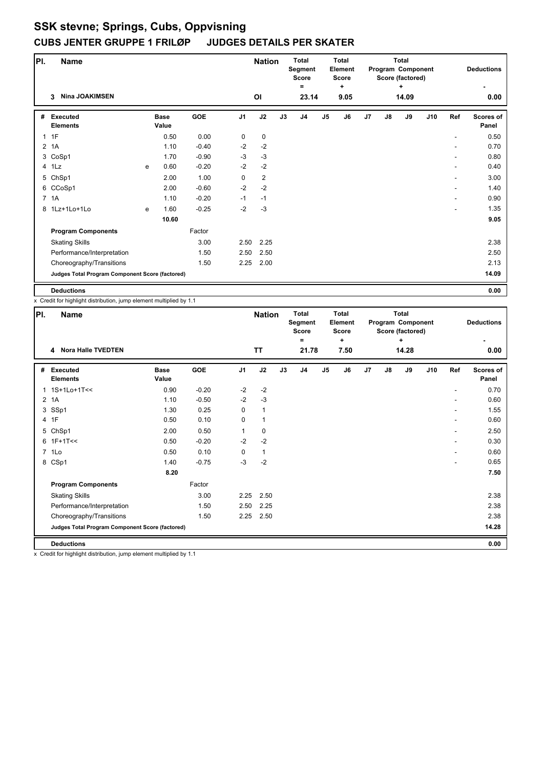# SSK stevne; Springs, Cubs, Oppvisning

## CUBS JENTER GRUPPE 1 FRILØP JUDGES DETAILS PER SKATER

| Pl. | Name | Nation | Total Segment Score = | Total Element Score + | Total Program Component Score (factored) + | Deductions - |
|---|---|---|---|---|---|---|
| 3 | Nina JOAKIMSEN | OI | 23.14 | 9.05 | 14.09 | 0.00 |

| # | Executed Elements | | Base Value | GOE | J1 | J2 | J3 | J4 | J5 | J6 | J7 | J8 | J9 | J10 | Ref | Scores of Panel |
|---|---|---|---|---|---|---|---|---|---|---|---|---|---|---|---|---|
| 1 | 1F | | 0.50 | 0.00 | 0 | 0 | | | | | | | | | - | 0.50 |
| 2 | 1A | | 1.10 | -0.40 | -2 | -2 | | | | | | | | | - | 0.70 |
| 3 | CoSp1 | | 1.70 | -0.90 | -3 | -3 | | | | | | | | | - | 0.80 |
| 4 | 1Lz | e | 0.60 | -0.20 | -2 | -2 | | | | | | | | | - | 0.40 |
| 5 | ChSp1 | | 2.00 | 1.00 | 0 | 2 | | | | | | | | | - | 3.00 |
| 6 | CCoSp1 | | 2.00 | -0.60 | -2 | -2 | | | | | | | | | - | 1.40 |
| 7 | 1A | | 1.10 | -0.20 | -1 | -1 | | | | | | | | | - | 0.90 |
| 8 | 1Lz+1Lo+1Lo | e | 1.60 | -0.25 | -2 | -3 | | | | | | | | | - | 1.35 |
| | | | 10.60 | | | | | | | | | | | | | 9.05 |
| | **Program Components** | | | Factor | | | | | | | | | | | | |
| | Skating Skills | | | 3.00 | 2.50 | 2.25 | | | | | | | | | | 2.38 |
| | Performance/Interpretation | | | 1.50 | 2.50 | 2.50 | | | | | | | | | | 2.50 |
| | Choreography/Transitions | | | 1.50 | 2.25 | 2.00 | | | | | | | | | | 2.13 |
| | **Judges Total Program Component Score (factored)** | | | | | | | | | | | | | | | 14.09 |
| | **Deductions** | | | | | | | | | | | | | | | 0.00 |

x Credit for highlight distribution, jump element multiplied by 1.1

| Pl. | Name | Nation | Total Segment Score = | Total Element Score + | Total Program Component Score (factored) + | Deductions - |
|---|---|---|---|---|---|---|
| 4 | Nora Halle TVEDTEN | TT | 21.78 | 7.50 | 14.28 | 0.00 |

| # | Executed Elements | Base Value | GOE | J1 | J2 | J3 | J4 | J5 | J6 | J7 | J8 | J9 | J10 | Ref | Scores of Panel |
|---|---|---|---|---|---|---|---|---|---|---|---|---|---|---|---|
| 1 | 1S+1Lo+1T<< | 0.90 | -0.20 | -2 | -2 | | | | | | | | | - | 0.70 |
| 2 | 1A | 1.10 | -0.50 | -2 | -3 | | | | | | | | | - | 0.60 |
| 3 | SSp1 | 1.30 | 0.25 | 0 | 1 | | | | | | | | | - | 1.55 |
| 4 | 1F | 0.50 | 0.10 | 0 | 1 | | | | | | | | | - | 0.60 |
| 5 | ChSp1 | 2.00 | 0.50 | 1 | 0 | | | | | | | | | - | 2.50 |
| 6 | 1F+1T<< | 0.50 | -0.20 | -2 | -2 | | | | | | | | | - | 0.30 |
| 7 | 1Lo | 0.50 | 0.10 | 0 | 1 | | | | | | | | | - | 0.60 |
| 8 | CSp1 | 1.40 | -0.75 | -3 | -2 | | | | | | | | | - | 0.65 |
| | | 8.20 | | | | | | | | | | | | | 7.50 |
| | **Program Components** | | Factor | | | | | | | | | | | | |
| | Skating Skills | | 3.00 | 2.25 | 2.50 | | | | | | | | | | 2.38 |
| | Performance/Interpretation | | 1.50 | 2.50 | 2.25 | | | | | | | | | | 2.38 |
| | Choreography/Transitions | | 1.50 | 2.25 | 2.50 | | | | | | | | | | 2.38 |
| | **Judges Total Program Component Score (factored)** | | | | | | | | | | | | | | 14.28 |
| | **Deductions** | | | | | | | | | | | | | | 0.00 |

x Credit for highlight distribution, jump element multiplied by 1.1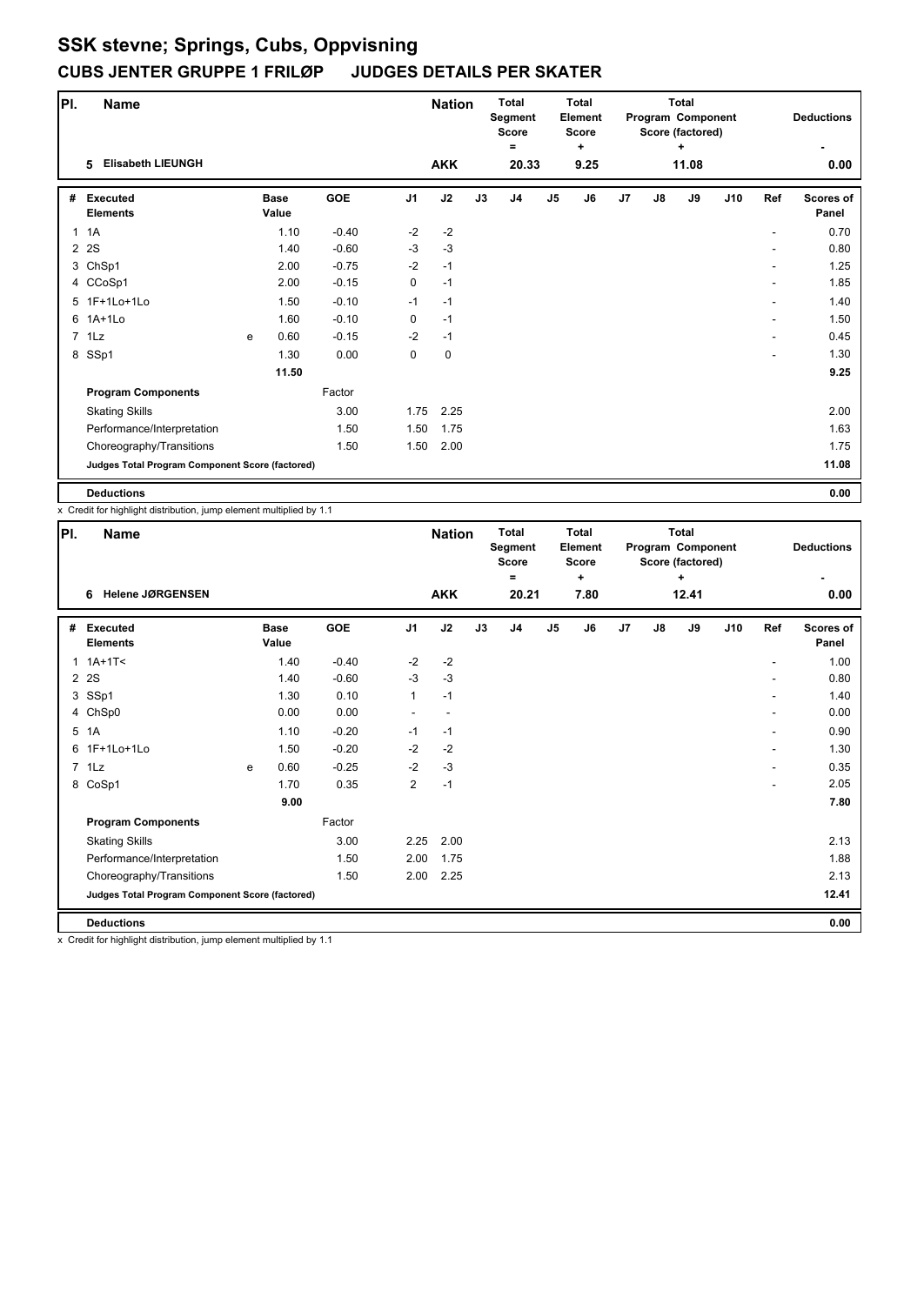# SSK stevne; Springs, Cubs, Oppvisning

## CUBS JENTER GRUPPE 1 FRILØP JUDGES DETAILS PER SKATER

| Pl. | Name | | Nation | Total Segment Score = | Total Element Score + | Total Program Component Score (factored) + | Deductions - |
|---|---|---|---|---|---|---|---|
| 5 | Elisabeth LIEUNGH | | AKK | 20.33 | 9.25 | 11.08 | 0.00 |

| # | Executed Elements | | Base Value | GOE | J1 | J2 | J3 | J4 | J5 | J6 | J7 | J8 | J9 | J10 | Ref | Scores of Panel |
|---|---|---|---|---|---|---|---|---|---|---|---|---|---|---|---|---|
| 1 | 1A | | 1.10 | -0.40 | -2 | -2 | | | | | | | | | - | 0.70 |
| 2 | 2S | | 1.40 | -0.60 | -3 | -3 | | | | | | | | | - | 0.80 |
| 3 | ChSp1 | | 2.00 | -0.75 | -2 | -1 | | | | | | | | | - | 1.25 |
| 4 | CCoSp1 | | 2.00 | -0.15 | 0 | -1 | | | | | | | | | - | 1.85 |
| 5 | 1F+1Lo+1Lo | | 1.50 | -0.10 | -1 | -1 | | | | | | | | | - | 1.40 |
| 6 | 1A+1Lo | | 1.60 | -0.10 | 0 | -1 | | | | | | | | | - | 1.50 |
| 7 | 1Lz | e | 0.60 | -0.15 | -2 | -1 | | | | | | | | | - | 0.45 |
| 8 | SSp1 | | 1.30 | 0.00 | 0 | 0 | | | | | | | | | - | 1.30 |
| | | | 11.50 | | | | | | | | | | | | | 9.25 |
| | **Program Components** | | | Factor | | | | | | | | | | | | |
| | Skating Skills | | | 3.00 | 1.75 | 2.25 | | | | | | | | | | 2.00 |
| | Performance/Interpretation | | | 1.50 | 1.50 | 1.75 | | | | | | | | | | 1.63 |
| | Choreography/Transitions | | | 1.50 | 1.50 | 2.00 | | | | | | | | | | 1.75 |
| | **Judges Total Program Component Score (factored)** | | | | | | | | | | | | | | | 11.08 |
| | **Deductions** | | | | | | | | | | | | | | | 0.00 |

x Credit for highlight distribution, jump element multiplied by 1.1

| Pl. | Name | | Nation | Total Segment Score = | Total Element Score + | Total Program Component Score (factored) + | Deductions - |
|---|---|---|---|---|---|---|---|
| 6 | Helene JØRGENSEN | | AKK | 20.21 | 7.80 | 12.41 | 0.00 |

| # | Executed Elements | | Base Value | GOE | J1 | J2 | J3 | J4 | J5 | J6 | J7 | J8 | J9 | J10 | Ref | Scores of Panel |
|---|---|---|---|---|---|---|---|---|---|---|---|---|---|---|---|---|
| 1 | 1A+1T< | | 1.40 | -0.40 | -2 | -2 | | | | | | | | | - | 1.00 |
| 2 | 2S | | 1.40 | -0.60 | -3 | -3 | | | | | | | | | - | 0.80 |
| 3 | SSp1 | | 1.30 | 0.10 | 1 | -1 | | | | | | | | | - | 1.40 |
| 4 | ChSp0 | | 0.00 | 0.00 | - | - | | | | | | | | | - | 0.00 |
| 5 | 1A | | 1.10 | -0.20 | -1 | -1 | | | | | | | | | - | 0.90 |
| 6 | 1F+1Lo+1Lo | | 1.50 | -0.20 | -2 | -2 | | | | | | | | | - | 1.30 |
| 7 | 1Lz | e | 0.60 | -0.25 | -2 | -3 | | | | | | | | | - | 0.35 |
| 8 | CoSp1 | | 1.70 | 0.35 | 2 | -1 | | | | | | | | | - | 2.05 |
| | | | 9.00 | | | | | | | | | | | | | 7.80 |
| | **Program Components** | | | Factor | | | | | | | | | | | | |
| | Skating Skills | | | 3.00 | 2.25 | 2.00 | | | | | | | | | | 2.13 |
| | Performance/Interpretation | | | 1.50 | 2.00 | 1.75 | | | | | | | | | | 1.88 |
| | Choreography/Transitions | | | 1.50 | 2.00 | 2.25 | | | | | | | | | | 2.13 |
| | **Judges Total Program Component Score (factored)** | | | | | | | | | | | | | | | 12.41 |
| | **Deductions** | | | | | | | | | | | | | | | 0.00 |

x Credit for highlight distribution, jump element multiplied by 1.1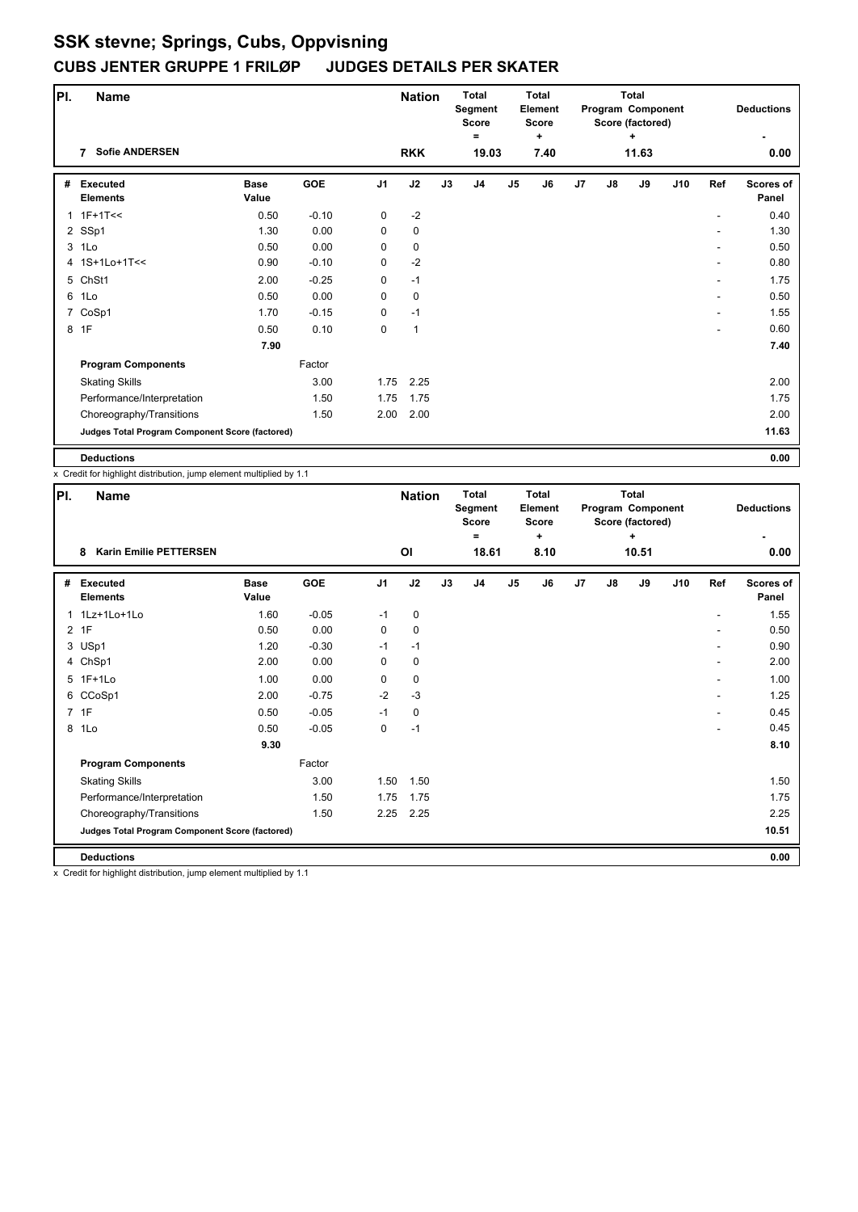# SSK stevne; Springs, Cubs, Oppvisning

## CUBS JENTER GRUPPE 1 FRILØP JUDGES DETAILS PER SKATER

| Pl. | Name | Nation | Total Segment Score = | Total Element Score + | Total Program Component Score (factored) + | Deductions - |
|---|---|---|---|---|---|---|
| 7 | Sofie ANDERSEN | RKK | 19.03 | 7.40 | 11.63 | 0.00 |

| # | Executed Elements | Base Value | GOE | J1 | J2 | J3 | J4 | J5 | J6 | J7 | J8 | J9 | J10 | Ref | Scores of Panel |
|---|---|---|---|---|---|---|---|---|---|---|---|---|---|---|---|
| 1 | 1F+1T<< | 0.50 | -0.10 | 0 | -2 | | | | | | | | | - | 0.40 |
| 2 | SSp1 | 1.30 | 0.00 | 0 | 0 | | | | | | | | | - | 1.30 |
| 3 | 1Lo | 0.50 | 0.00 | 0 | 0 | | | | | | | | | - | 0.50 |
| 4 | 1S+1Lo+1T<< | 0.90 | -0.10 | 0 | -2 | | | | | | | | | - | 0.80 |
| 5 | ChSt1 | 2.00 | -0.25 | 0 | -1 | | | | | | | | | - | 1.75 |
| 6 | 1Lo | 0.50 | 0.00 | 0 | 0 | | | | | | | | | - | 0.50 |
| 7 | CoSp1 | 1.70 | -0.15 | 0 | -1 | | | | | | | | | - | 1.55 |
| 8 | 1F | 0.50 | 0.10 | 0 | 1 | | | | | | | | | - | 0.60 |
| | | 7.90 | | | | | | | | | | | | | 7.40 |
| | **Program Components** | | Factor | | | | | | | | | | | | |
| | Skating Skills | | 3.00 | 1.75 | 2.25 | | | | | | | | | | 2.00 |
| | Performance/Interpretation | | 1.50 | 1.75 | 1.75 | | | | | | | | | | 1.75 |
| | Choreography/Transitions | | 1.50 | 2.00 | 2.00 | | | | | | | | | | 2.00 |
| | **Judges Total Program Component Score (factored)** | | | | | | | | | | | | | | 11.63 |
| | **Deductions** | | | | | | | | | | | | | | 0.00 |

x Credit for highlight distribution, jump element multiplied by 1.1

| Pl. | Name | Nation | Total Segment Score = | Total Element Score + | Total Program Component Score (factored) + | Deductions - |
|---|---|---|---|---|---|---|
| 8 | Karin Emilie PETTERSEN | OI | 18.61 | 8.10 | 10.51 | 0.00 |

| # | Executed Elements | Base Value | GOE | J1 | J2 | J3 | J4 | J5 | J6 | J7 | J8 | J9 | J10 | Ref | Scores of Panel |
|---|---|---|---|---|---|---|---|---|---|---|---|---|---|---|---|
| 1 | 1Lz+1Lo+1Lo | 1.60 | -0.05 | -1 | 0 | | | | | | | | | - | 1.55 |
| 2 | 1F | 0.50 | 0.00 | 0 | 0 | | | | | | | | | - | 0.50 |
| 3 | USp1 | 1.20 | -0.30 | -1 | -1 | | | | | | | | | - | 0.90 |
| 4 | ChSp1 | 2.00 | 0.00 | 0 | 0 | | | | | | | | | - | 2.00 |
| 5 | 1F+1Lo | 1.00 | 0.00 | 0 | 0 | | | | | | | | | - | 1.00 |
| 6 | CCoSp1 | 2.00 | -0.75 | -2 | -3 | | | | | | | | | - | 1.25 |
| 7 | 1F | 0.50 | -0.05 | -1 | 0 | | | | | | | | | - | 0.45 |
| 8 | 1Lo | 0.50 | -0.05 | 0 | -1 | | | | | | | | | - | 0.45 |
| | | 9.30 | | | | | | | | | | | | | 8.10 |
| | **Program Components** | | Factor | | | | | | | | | | | | |
| | Skating Skills | | 3.00 | 1.50 | 1.50 | | | | | | | | | | 1.50 |
| | Performance/Interpretation | | 1.50 | 1.75 | 1.75 | | | | | | | | | | 1.75 |
| | Choreography/Transitions | | 1.50 | 2.25 | 2.25 | | | | | | | | | | 2.25 |
| | **Judges Total Program Component Score (factored)** | | | | | | | | | | | | | | 10.51 |
| | **Deductions** | | | | | | | | | | | | | | 0.00 |

x Credit for highlight distribution, jump element multiplied by 1.1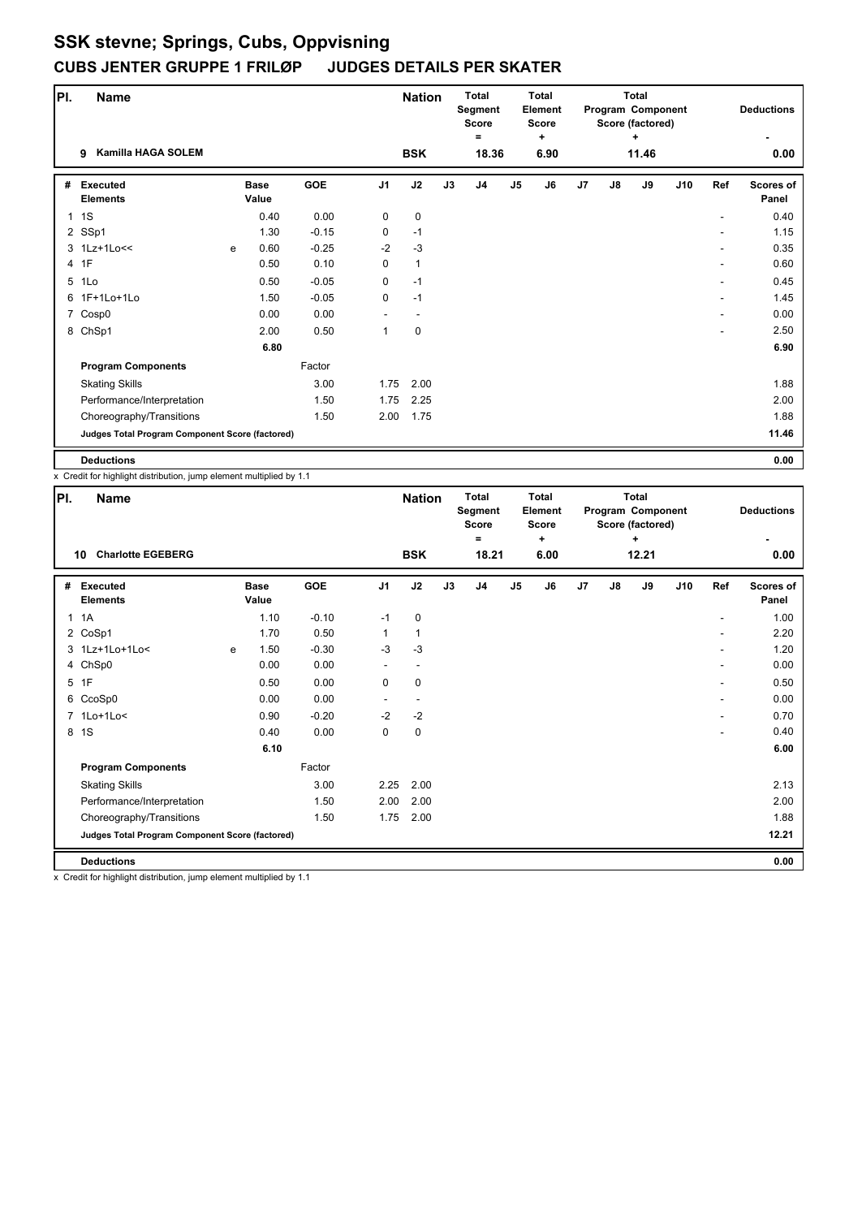# SSK stevne; Springs, Cubs, Oppvisning

## CUBS JENTER GRUPPE 1 FRILØP JUDGES DETAILS PER SKATER

| Pl. | Name | Nation | Total Segment Score = | Total Element Score + | Total Program Component Score (factored) + | Deductions - |
|---|---|---|---|---|---|---|
| 9 | Kamilla HAGA SOLEM | BSK | 18.36 | 6.90 | 11.46 | 0.00 |

| # | Executed Elements | | Base Value | GOE | J1 | J2 | J3 | J4 | J5 | J6 | J7 | J8 | J9 | J10 | Ref | Scores of Panel |
|---|---|---|---|---|---|---|---|---|---|---|---|---|---|---|---|---|
| 1 | 1S | | 0.40 | 0.00 | 0 | 0 | | | | | | | | | - | 0.40 |
| 2 | SSp1 | | 1.30 | -0.15 | 0 | -1 | | | | | | | | | - | 1.15 |
| 3 | 1Lz+1Lo<< | e | 0.60 | -0.25 | -2 | -3 | | | | | | | | | - | 0.35 |
| 4 | 1F | | 0.50 | 0.10 | 0 | 1 | | | | | | | | | - | 0.60 |
| 5 | 1Lo | | 0.50 | -0.05 | 0 | -1 | | | | | | | | | - | 0.45 |
| 6 | 1F+1Lo+1Lo | | 1.50 | -0.05 | 0 | -1 | | | | | | | | | - | 1.45 |
| 7 | Cosp0 | | 0.00 | 0.00 | - | - | | | | | | | | | - | 0.00 |
| 8 | ChSp1 | | 2.00 | 0.50 | 1 | 0 | | | | | | | | | - | 2.50 |
| | | | 6.80 | | | | | | | | | | | | | 6.90 |
| | **Program Components** | | | Factor | | | | | | | | | | | | |
| | Skating Skills | | | 3.00 | 1.75 | 2.00 | | | | | | | | | | 1.88 |
| | Performance/Interpretation | | | 1.50 | 1.75 | 2.25 | | | | | | | | | | 2.00 |
| | Choreography/Transitions | | | 1.50 | 2.00 | 1.75 | | | | | | | | | | 1.88 |
| | **Judges Total Program Component Score (factored)** | | | | | | | | | | | | | | | 11.46 |
| | **Deductions** | | | | | | | | | | | | | | | 0.00 |

x Credit for highlight distribution, jump element multiplied by 1.1

| Pl. | Name | Nation | Total Segment Score = | Total Element Score + | Total Program Component Score (factored) + | Deductions - |
|---|---|---|---|---|---|---|
| 10 | Charlotte EGEBERG | BSK | 18.21 | 6.00 | 12.21 | 0.00 |

| # | Executed Elements | | Base Value | GOE | J1 | J2 | J3 | J4 | J5 | J6 | J7 | J8 | J9 | J10 | Ref | Scores of Panel |
|---|---|---|---|---|---|---|---|---|---|---|---|---|---|---|---|---|
| 1 | 1A | | 1.10 | -0.10 | -1 | 0 | | | | | | | | | - | 1.00 |
| 2 | CoSp1 | | 1.70 | 0.50 | 1 | 1 | | | | | | | | | - | 2.20 |
| 3 | 1Lz+1Lo+1Lo< | e | 1.50 | -0.30 | -3 | -3 | | | | | | | | | - | 1.20 |
| 4 | ChSp0 | | 0.00 | 0.00 | - | - | | | | | | | | | - | 0.00 |
| 5 | 1F | | 0.50 | 0.00 | 0 | 0 | | | | | | | | | - | 0.50 |
| 6 | CcoSp0 | | 0.00 | 0.00 | - | - | | | | | | | | | - | 0.00 |
| 7 | 1Lo+1Lo< | | 0.90 | -0.20 | -2 | -2 | | | | | | | | | - | 0.70 |
| 8 | 1S | | 0.40 | 0.00 | 0 | 0 | | | | | | | | | - | 0.40 |
| | | | 6.10 | | | | | | | | | | | | | 6.00 |
| | **Program Components** | | | Factor | | | | | | | | | | | | |
| | Skating Skills | | | 3.00 | 2.25 | 2.00 | | | | | | | | | | 2.13 |
| | Performance/Interpretation | | | 1.50 | 2.00 | 2.00 | | | | | | | | | | 2.00 |
| | Choreography/Transitions | | | 1.50 | 1.75 | 2.00 | | | | | | | | | | 1.88 |
| | **Judges Total Program Component Score (factored)** | | | | | | | | | | | | | | | 12.21 |
| | **Deductions** | | | | | | | | | | | | | | | 0.00 |

x Credit for highlight distribution, jump element multiplied by 1.1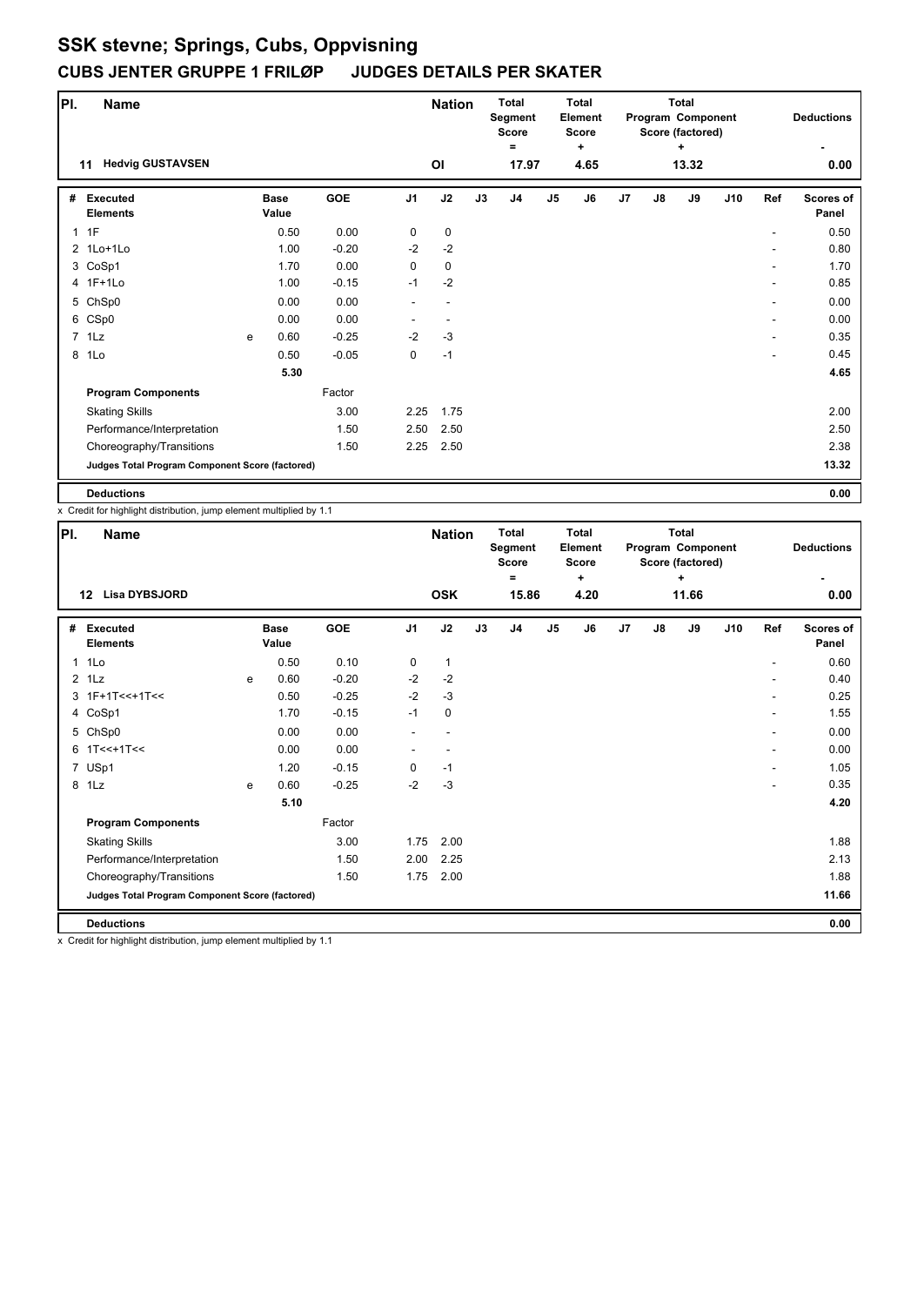# SSK stevne; Springs, Cubs, Oppvisning

## CUBS JENTER GRUPPE 1 FRILØP JUDGES DETAILS PER SKATER

| Pl. | Name | Nation | Total Segment Score = | Total Element Score + | Total Program Component Score (factored) + | Deductions - |
|---|---|---|---|---|---|---|
| 11 | Hedvig GUSTAVSEN | Ol | 17.97 | 4.65 | 13.32 | 0.00 |

| # | Executed Elements | | Base Value | GOE | J1 | J2 | J3 | J4 | J5 | J6 | J7 | J8 | J9 | J10 | Ref | Scores of Panel |
|---|---|---|---|---|---|---|---|---|---|---|---|---|---|---|---|---|
| 1 | 1F | | 0.50 | 0.00 | 0 | 0 | | | | | | | | | - | 0.50 |
| 2 | 1Lo+1Lo | | 1.00 | -0.20 | -2 | -2 | | | | | | | | | - | 0.80 |
| 3 | CoSp1 | | 1.70 | 0.00 | 0 | 0 | | | | | | | | | - | 1.70 |
| 4 | 1F+1Lo | | 1.00 | -0.15 | -1 | -2 | | | | | | | | | - | 0.85 |
| 5 | ChSp0 | | 0.00 | 0.00 | - | - | | | | | | | | | - | 0.00 |
| 6 | CSp0 | | 0.00 | 0.00 | - | - | | | | | | | | | - | 0.00 |
| 7 | 1Lz | e | 0.60 | -0.25 | -2 | -3 | | | | | | | | | - | 0.35 |
| 8 | 1Lo | | 0.50 | -0.05 | 0 | -1 | | | | | | | | | - | 0.45 |
| | | | 5.30 | | | | | | | | | | | | | 4.65 |
| | **Program Components** | | | Factor | | | | | | | | | | | | |
| | Skating Skills | | | 3.00 | 2.25 | 1.75 | | | | | | | | | | 2.00 |
| | Performance/Interpretation | | | 1.50 | 2.50 | 2.50 | | | | | | | | | | 2.50 |
| | Choreography/Transitions | | | 1.50 | 2.25 | 2.50 | | | | | | | | | | 2.38 |
| | **Judges Total Program Component Score (factored)** | | | | | | | | | | | | | | | 13.32 |
| | **Deductions** | | | | | | | | | | | | | | | 0.00 |

x Credit for highlight distribution, jump element multiplied by 1.1

| Pl. | Name | Nation | Total Segment Score = | Total Element Score + | Total Program Component Score (factored) + | Deductions - |
|---|---|---|---|---|---|---|
| 12 | Lisa DYBSJORD | OSK | 15.86 | 4.20 | 11.66 | 0.00 |

| # | Executed Elements | | Base Value | GOE | J1 | J2 | J3 | J4 | J5 | J6 | J7 | J8 | J9 | J10 | Ref | Scores of Panel |
|---|---|---|---|---|---|---|---|---|---|---|---|---|---|---|---|---|
| 1 | 1Lo | | 0.50 | 0.10 | 0 | 1 | | | | | | | | | - | 0.60 |
| 2 | 1Lz | e | 0.60 | -0.20 | -2 | -2 | | | | | | | | | - | 0.40 |
| 3 | 1F+1T<<+1T<< | | 0.50 | -0.25 | -2 | -3 | | | | | | | | | - | 0.25 |
| 4 | CoSp1 | | 1.70 | -0.15 | -1 | 0 | | | | | | | | | - | 1.55 |
| 5 | ChSp0 | | 0.00 | 0.00 | - | - | | | | | | | | | - | 0.00 |
| 6 | 1T<<+1T<< | | 0.00 | 0.00 | - | - | | | | | | | | | - | 0.00 |
| 7 | USp1 | | 1.20 | -0.15 | 0 | -1 | | | | | | | | | - | 1.05 |
| 8 | 1Lz | e | 0.60 | -0.25 | -2 | -3 | | | | | | | | | - | 0.35 |
| | | | 5.10 | | | | | | | | | | | | | 4.20 |
| | **Program Components** | | | Factor | | | | | | | | | | | | |
| | Skating Skills | | | 3.00 | 1.75 | 2.00 | | | | | | | | | | 1.88 |
| | Performance/Interpretation | | | 1.50 | 2.00 | 2.25 | | | | | | | | | | 2.13 |
| | Choreography/Transitions | | | 1.50 | 1.75 | 2.00 | | | | | | | | | | 1.88 |
| | **Judges Total Program Component Score (factored)** | | | | | | | | | | | | | | | 11.66 |
| | **Deductions** | | | | | | | | | | | | | | | 0.00 |

x Credit for highlight distribution, jump element multiplied by 1.1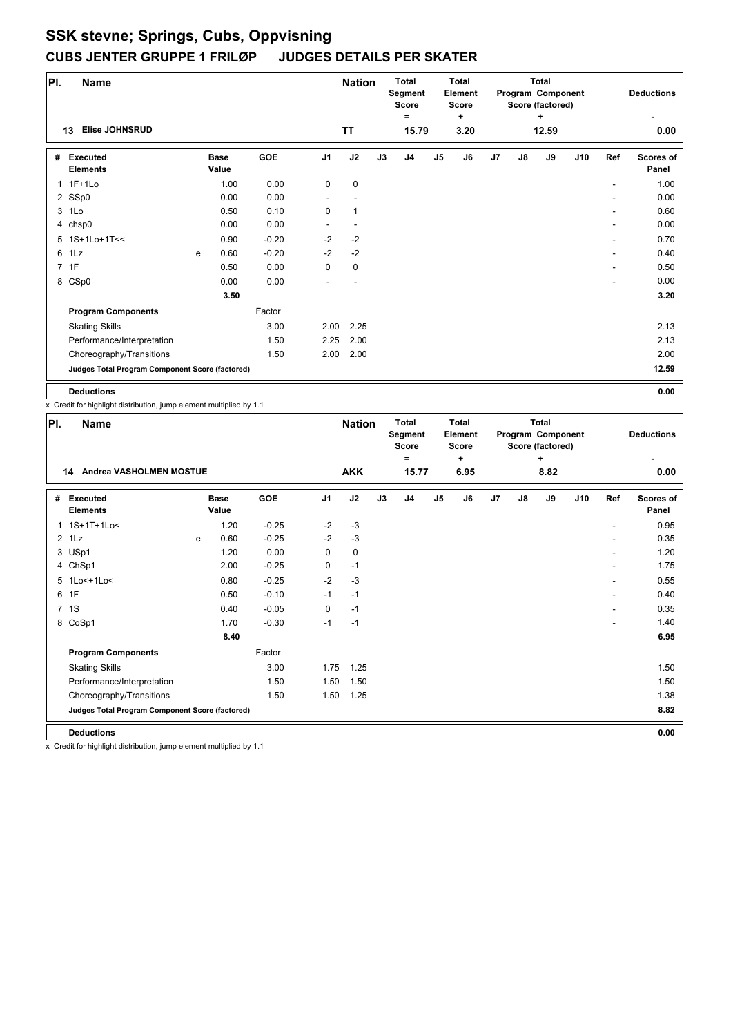# SSK stevne; Springs, Cubs, Oppvisning

## CUBS JENTER GRUPPE 1 FRILØP JUDGES DETAILS PER SKATER

| Pl. | Name | Nation | Total Segment Score = | Total Element Score + | Total Program Component Score (factored) + | Deductions - |
|---|---|---|---|---|---|---|
| 13 | Elise JOHNSRUD | TT | 15.79 | 3.20 | 12.59 | 0.00 |

| # | Executed Elements | | Base Value | GOE | J1 | J2 | J3 | J4 | J5 | J6 | J7 | J8 | J9 | J10 | Ref | Scores of Panel |
|---|---|---|---|---|---|---|---|---|---|---|---|---|---|---|---|---|
| 1 | 1F+1Lo | | 1.00 | 0.00 | 0 | 0 | | | | | | | | | - | 1.00 |
| 2 | SSp0 | | 0.00 | 0.00 | - | - | | | | | | | | | - | 0.00 |
| 3 | 1Lo | | 0.50 | 0.10 | 0 | 1 | | | | | | | | | - | 0.60 |
| 4 | chsp0 | | 0.00 | 0.00 | - | - | | | | | | | | | - | 0.00 |
| 5 | 1S+1Lo+1T<< | | 0.90 | -0.20 | -2 | -2 | | | | | | | | | - | 0.70 |
| 6 | 1Lz | e | 0.60 | -0.20 | -2 | -2 | | | | | | | | | - | 0.40 |
| 7 | 1F | | 0.50 | 0.00 | 0 | 0 | | | | | | | | | - | 0.50 |
| 8 | CSp0 | | 0.00 | 0.00 | - | - | | | | | | | | | - | 0.00 |
| | | | 3.50 | | | | | | | | | | | | | 3.20 |
| | **Program Components** | | | Factor | | | | | | | | | | | | |
| | Skating Skills | | | 3.00 | 2.00 | 2.25 | | | | | | | | | | 2.13 |
| | Performance/Interpretation | | | 1.50 | 2.25 | 2.00 | | | | | | | | | | 2.13 |
| | Choreography/Transitions | | | 1.50 | 2.00 | 2.00 | | | | | | | | | | 2.00 |
| | **Judges Total Program Component Score (factored)** | | | | | | | | | | | | | | | 12.59 |
| | **Deductions** | | | | | | | | | | | | | | | 0.00 |

x Credit for highlight distribution, jump element multiplied by 1.1

| Pl. | Name | Nation | Total Segment Score = | Total Element Score + | Total Program Component Score (factored) + | Deductions - |
|---|---|---|---|---|---|---|
| 14 | Andrea VASHOLMEN MOSTUE | AKK | 15.77 | 6.95 | 8.82 | 0.00 |

| # | Executed Elements | | Base Value | GOE | J1 | J2 | J3 | J4 | J5 | J6 | J7 | J8 | J9 | J10 | Ref | Scores of Panel |
|---|---|---|---|---|---|---|---|---|---|---|---|---|---|---|---|---|
| 1 | 1S+1T+1Lo< | | 1.20 | -0.25 | -2 | -3 | | | | | | | | | - | 0.95 |
| 2 | 1Lz | e | 0.60 | -0.25 | -2 | -3 | | | | | | | | | - | 0.35 |
| 3 | USp1 | | 1.20 | 0.00 | 0 | 0 | | | | | | | | | - | 1.20 |
| 4 | ChSp1 | | 2.00 | -0.25 | 0 | -1 | | | | | | | | | - | 1.75 |
| 5 | 1Lo<+1Lo< | | 0.80 | -0.25 | -2 | -3 | | | | | | | | | - | 0.55 |
| 6 | 1F | | 0.50 | -0.10 | -1 | -1 | | | | | | | | | - | 0.40 |
| 7 | 1S | | 0.40 | -0.05 | 0 | -1 | | | | | | | | | - | 0.35 |
| 8 | CoSp1 | | 1.70 | -0.30 | -1 | -1 | | | | | | | | | - | 1.40 |
| | | | 8.40 | | | | | | | | | | | | | 6.95 |
| | **Program Components** | | | Factor | | | | | | | | | | | | |
| | Skating Skills | | | 3.00 | 1.75 | 1.25 | | | | | | | | | | 1.50 |
| | Performance/Interpretation | | | 1.50 | 1.50 | 1.50 | | | | | | | | | | 1.50 |
| | Choreography/Transitions | | | 1.50 | 1.50 | 1.25 | | | | | | | | | | 1.38 |
| | **Judges Total Program Component Score (factored)** | | | | | | | | | | | | | | | 8.82 |
| | **Deductions** | | | | | | | | | | | | | | | 0.00 |

x Credit for highlight distribution, jump element multiplied by 1.1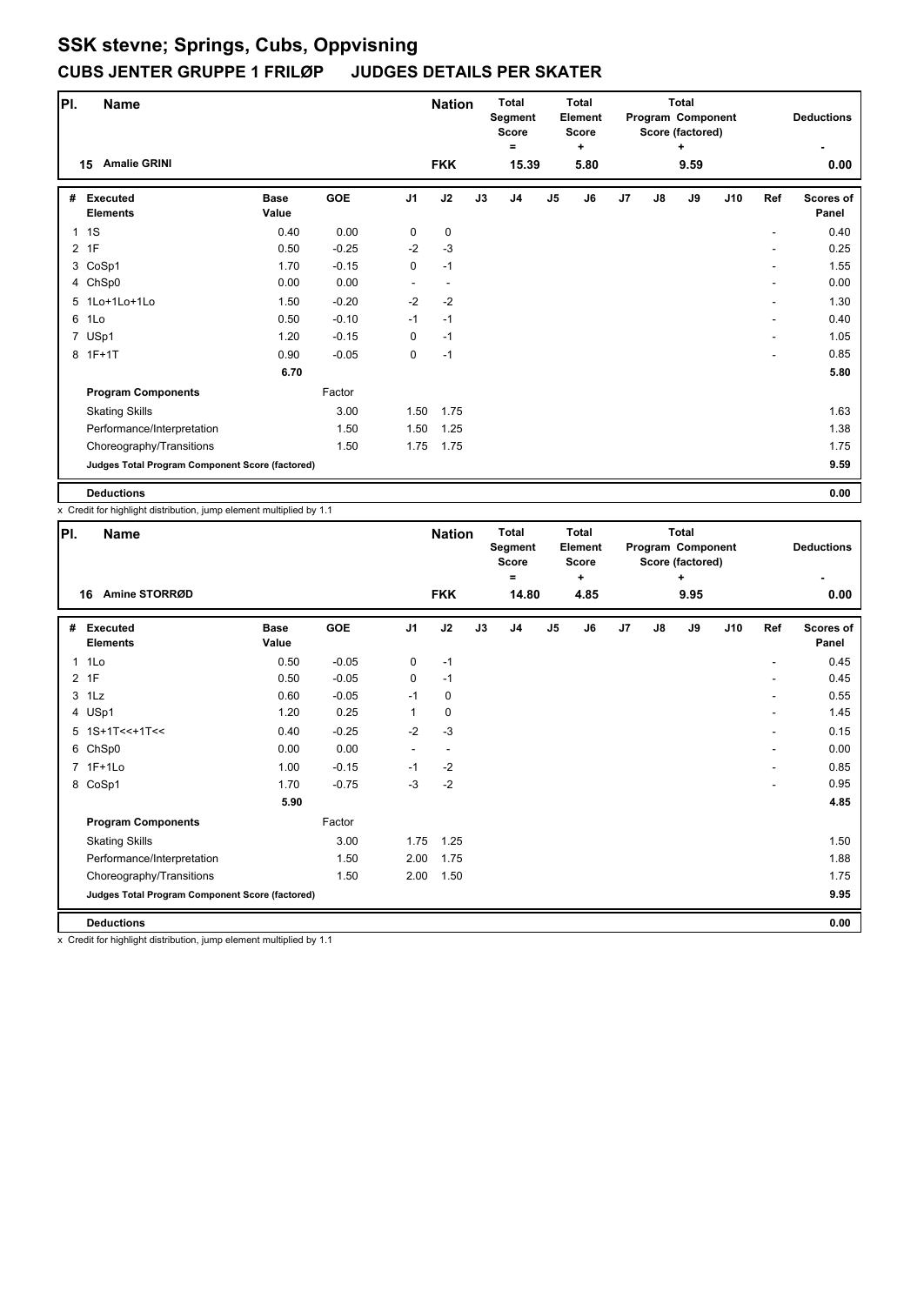# SSK stevne; Springs, Cubs, Oppvisning

## CUBS JENTER GRUPPE 1 FRILØP JUDGES DETAILS PER SKATER

| Pl. | Name | Nation | Total Segment Score = | Total Element Score + | Total Program Component Score (factored) + | Deductions - |
|---|---|---|---|---|---|---|
| 15 | Amalie GRINI | FKK | 15.39 | 5.80 | 9.59 | 0.00 |

| # | Executed Elements | Base Value | GOE | J1 | J2 | J3 | J4 | J5 | J6 | J7 | J8 | J9 | J10 | Ref | Scores of Panel |
|---|---|---|---|---|---|---|---|---|---|---|---|---|---|---|---|
| 1 | 1S | 0.40 | 0.00 | 0 | 0 | | | | | | | | | - | 0.40 |
| 2 | 1F | 0.50 | -0.25 | -2 | -3 | | | | | | | | | - | 0.25 |
| 3 | CoSp1 | 1.70 | -0.15 | 0 | -1 | | | | | | | | | - | 1.55 |
| 4 | ChSp0 | 0.00 | 0.00 | - | - | | | | | | | | | - | 0.00 |
| 5 | 1Lo+1Lo+1Lo | 1.50 | -0.20 | -2 | -2 | | | | | | | | | - | 1.30 |
| 6 | 1Lo | 0.50 | -0.10 | -1 | -1 | | | | | | | | | - | 0.40 |
| 7 | USp1 | 1.20 | -0.15 | 0 | -1 | | | | | | | | | - | 1.05 |
| 8 | 1F+1T | 0.90 | -0.05 | 0 | -1 | | | | | | | | | - | 0.85 |
| | | 6.70 | | | | | | | | | | | | | 5.80 |
| | **Program Components** | | Factor | | | | | | | | | | | | |
| | Skating Skills | | 3.00 | 1.50 | 1.75 | | | | | | | | | | 1.63 |
| | Performance/Interpretation | | 1.50 | 1.50 | 1.25 | | | | | | | | | | 1.38 |
| | Choreography/Transitions | | 1.50 | 1.75 | 1.75 | | | | | | | | | | 1.75 |
| | **Judges Total Program Component Score (factored)** | | | | | | | | | | | | | | 9.59 |
| | **Deductions** | | | | | | | | | | | | | | 0.00 |

x Credit for highlight distribution, jump element multiplied by 1.1

| Pl. | Name | Nation | Total Segment Score = | Total Element Score + | Total Program Component Score (factored) + | Deductions - |
|---|---|---|---|---|---|---|
| 16 | Amine STORRØD | FKK | 14.80 | 4.85 | 9.95 | 0.00 |

| # | Executed Elements | Base Value | GOE | J1 | J2 | J3 | J4 | J5 | J6 | J7 | J8 | J9 | J10 | Ref | Scores of Panel |
|---|---|---|---|---|---|---|---|---|---|---|---|---|---|---|---|
| 1 | 1Lo | 0.50 | -0.05 | 0 | -1 | | | | | | | | | - | 0.45 |
| 2 | 1F | 0.50 | -0.05 | 0 | -1 | | | | | | | | | - | 0.45 |
| 3 | 1Lz | 0.60 | -0.05 | -1 | 0 | | | | | | | | | - | 0.55 |
| 4 | USp1 | 1.20 | 0.25 | 1 | 0 | | | | | | | | | - | 1.45 |
| 5 | 1S+1T<<+1T<< | 0.40 | -0.25 | -2 | -3 | | | | | | | | | - | 0.15 |
| 6 | ChSp0 | 0.00 | 0.00 | - | - | | | | | | | | | - | 0.00 |
| 7 | 1F+1Lo | 1.00 | -0.15 | -1 | -2 | | | | | | | | | - | 0.85 |
| 8 | CoSp1 | 1.70 | -0.75 | -3 | -2 | | | | | | | | | - | 0.95 |
| | | 5.90 | | | | | | | | | | | | | 4.85 |
| | **Program Components** | | Factor | | | | | | | | | | | | |
| | Skating Skills | | 3.00 | 1.75 | 1.25 | | | | | | | | | | 1.50 |
| | Performance/Interpretation | | 1.50 | 2.00 | 1.75 | | | | | | | | | | 1.88 |
| | Choreography/Transitions | | 1.50 | 2.00 | 1.50 | | | | | | | | | | 1.75 |
| | **Judges Total Program Component Score (factored)** | | | | | | | | | | | | | | 9.95 |
| | **Deductions** | | | | | | | | | | | | | | 0.00 |

x Credit for highlight distribution, jump element multiplied by 1.1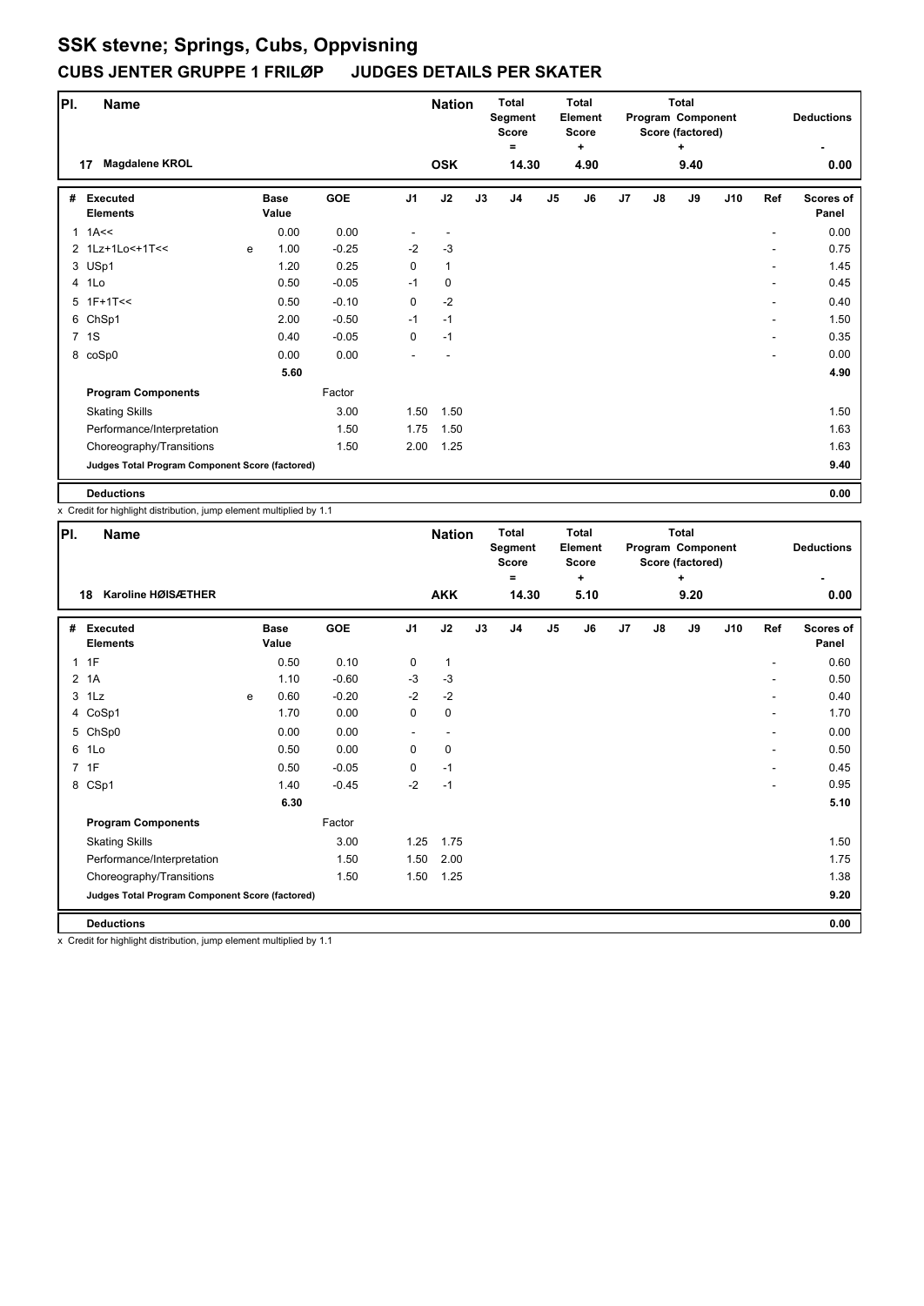# SSK stevne; Springs, Cubs, Oppvisning

## CUBS JENTER GRUPPE 1 FRILØP JUDGES DETAILS PER SKATER

| Pl. | Name | Nation | Total Segment Score = | Total Element Score + | Total Program Component Score (factored) + | Deductions - |
|---|---|---|---|---|---|---|
| 17 | Magdalene KROL | OSK | 14.30 | 4.90 | 9.40 | 0.00 |

| # | Executed Elements | | Base Value | GOE | J1 | J2 | J3 | J4 | J5 | J6 | J7 | J8 | J9 | J10 | Ref | Scores of Panel |
|---|---|---|---|---|---|---|---|---|---|---|---|---|---|---|---|---|
| 1 | 1A<< | | 0.00 | 0.00 | - | - | | | | | | | | | - | 0.00 |
| 2 | 1Lz+1Lo<+1T<< | e | 1.00 | -0.25 | -2 | -3 | | | | | | | | | - | 0.75 |
| 3 | USp1 | | 1.20 | 0.25 | 0 | 1 | | | | | | | | | - | 1.45 |
| 4 | 1Lo | | 0.50 | -0.05 | -1 | 0 | | | | | | | | | - | 0.45 |
| 5 | 1F+1T<< | | 0.50 | -0.10 | 0 | -2 | | | | | | | | | - | 0.40 |
| 6 | ChSp1 | | 2.00 | -0.50 | -1 | -1 | | | | | | | | | - | 1.50 |
| 7 | 1S | | 0.40 | -0.05 | 0 | -1 | | | | | | | | | - | 0.35 |
| 8 | coSp0 | | 0.00 | 0.00 | - | - | | | | | | | | | - | 0.00 |
| | | | 5.60 | | | | | | | | | | | | | 4.90 |
| | **Program Components** | | | Factor | | | | | | | | | | | | |
| | Skating Skills | | | 3.00 | 1.50 | 1.50 | | | | | | | | | | 1.50 |
| | Performance/Interpretation | | | 1.50 | 1.75 | 1.50 | | | | | | | | | | 1.63 |
| | Choreography/Transitions | | | 1.50 | 2.00 | 1.25 | | | | | | | | | | 1.63 |
| | **Judges Total Program Component Score (factored)** | | | | | | | | | | | | | | | 9.40 |
| | **Deductions** | | | | | | | | | | | | | | | 0.00 |

x Credit for highlight distribution, jump element multiplied by 1.1

| Pl. | Name | Nation | Total Segment Score = | Total Element Score + | Total Program Component Score (factored) + | Deductions - |
|---|---|---|---|---|---|---|
| 18 | Karoline HØISÆTHER | AKK | 14.30 | 5.10 | 9.20 | 0.00 |

| # | Executed Elements | | Base Value | GOE | J1 | J2 | J3 | J4 | J5 | J6 | J7 | J8 | J9 | J10 | Ref | Scores of Panel |
|---|---|---|---|---|---|---|---|---|---|---|---|---|---|---|---|---|
| 1 | 1F | | 0.50 | 0.10 | 0 | 1 | | | | | | | | | - | 0.60 |
| 2 | 1A | | 1.10 | -0.60 | -3 | -3 | | | | | | | | | - | 0.50 |
| 3 | 1Lz | e | 0.60 | -0.20 | -2 | -2 | | | | | | | | | - | 0.40 |
| 4 | CoSp1 | | 1.70 | 0.00 | 0 | 0 | | | | | | | | | - | 1.70 |
| 5 | ChSp0 | | 0.00 | 0.00 | - | - | | | | | | | | | - | 0.00 |
| 6 | 1Lo | | 0.50 | 0.00 | 0 | 0 | | | | | | | | | - | 0.50 |
| 7 | 1F | | 0.50 | -0.05 | 0 | -1 | | | | | | | | | - | 0.45 |
| 8 | CSp1 | | 1.40 | -0.45 | -2 | -1 | | | | | | | | | - | 0.95 |
| | | | 6.30 | | | | | | | | | | | | | 5.10 |
| | **Program Components** | | | Factor | | | | | | | | | | | | |
| | Skating Skills | | | 3.00 | 1.25 | 1.75 | | | | | | | | | | 1.50 |
| | Performance/Interpretation | | | 1.50 | 1.50 | 2.00 | | | | | | | | | | 1.75 |
| | Choreography/Transitions | | | 1.50 | 1.50 | 1.25 | | | | | | | | | | 1.38 |
| | **Judges Total Program Component Score (factored)** | | | | | | | | | | | | | | | 9.20 |
| | **Deductions** | | | | | | | | | | | | | | | 0.00 |

x Credit for highlight distribution, jump element multiplied by 1.1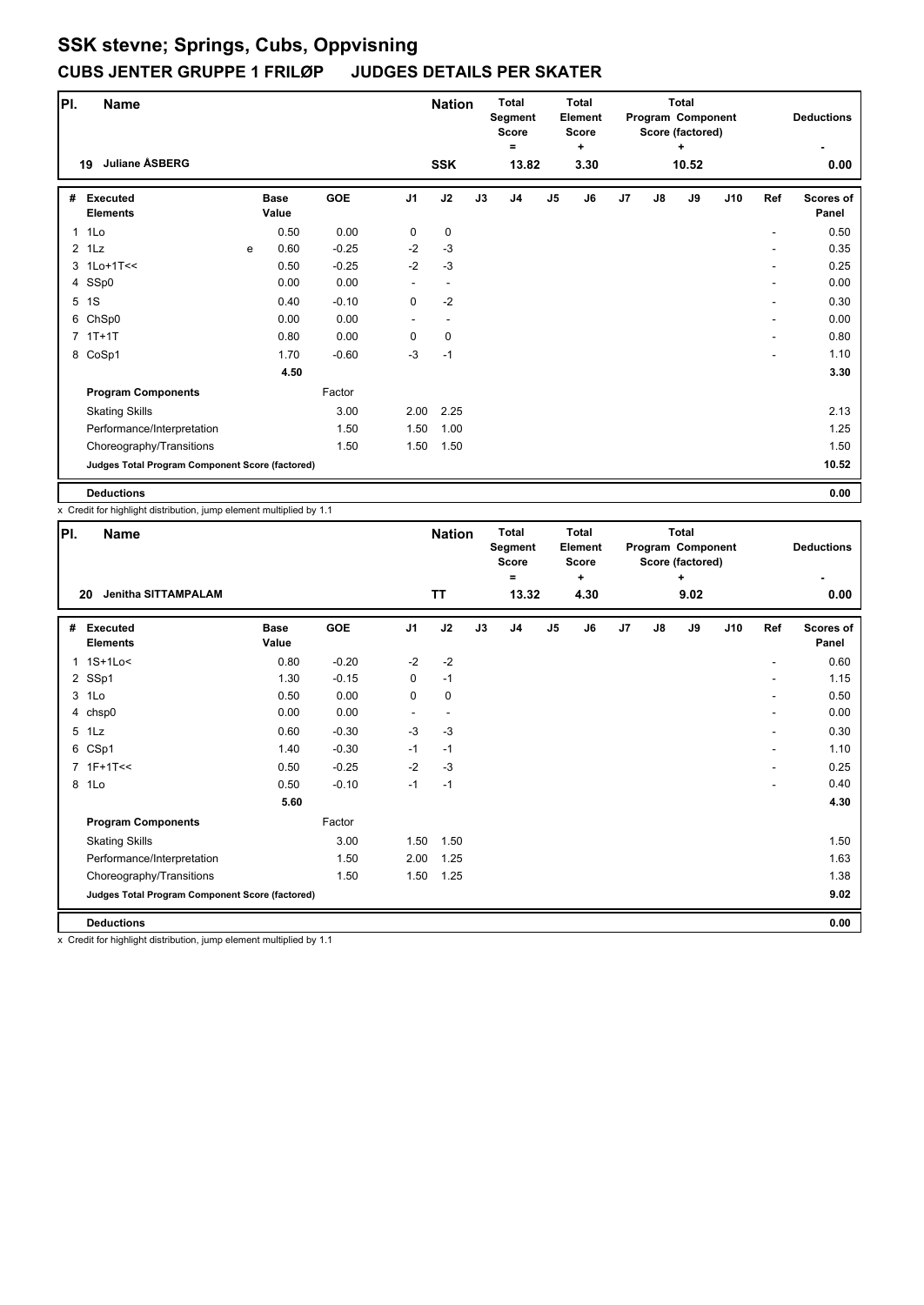# SSK stevne; Springs, Cubs, Oppvisning

## CUBS JENTER GRUPPE 1 FRILØP JUDGES DETAILS PER SKATER

| Pl. | Name | Nation | Total Segment Score = | Total Element Score + | Total Program Component Score (factored) + | Deductions - |
|---|---|---|---|---|---|---|
| 19 | Juliane ÅSBERG | SSK | 13.82 | 3.30 | 10.52 | 0.00 |

| # | Executed Elements | | Base Value | GOE | J1 | J2 | J3 | J4 | J5 | J6 | J7 | J8 | J9 | J10 | Ref | Scores of Panel |
|---|---|---|---|---|---|---|---|---|---|---|---|---|---|---|---|---|
| 1 | 1Lo | | 0.50 | 0.00 | 0 | 0 | | | | | | | | | - | 0.50 |
| 2 | 1Lz | e | 0.60 | -0.25 | -2 | -3 | | | | | | | | | - | 0.35 |
| 3 | 1Lo+1T<< | | 0.50 | -0.25 | -2 | -3 | | | | | | | | | - | 0.25 |
| 4 | SSp0 | | 0.00 | 0.00 | - | - | | | | | | | | | - | 0.00 |
| 5 | 1S | | 0.40 | -0.10 | 0 | -2 | | | | | | | | | - | 0.30 |
| 6 | ChSp0 | | 0.00 | 0.00 | - | - | | | | | | | | | - | 0.00 |
| 7 | 1T+1T | | 0.80 | 0.00 | 0 | 0 | | | | | | | | | - | 0.80 |
| 8 | CoSp1 | | 1.70 | -0.60 | -3 | -1 | | | | | | | | | - | 1.10 |
| | | | 4.50 | | | | | | | | | | | | | 3.30 |
| | **Program Components** | | | Factor | | | | | | | | | | | | |
| | Skating Skills | | | 3.00 | 2.00 | 2.25 | | | | | | | | | | 2.13 |
| | Performance/Interpretation | | | 1.50 | 1.50 | 1.00 | | | | | | | | | | 1.25 |
| | Choreography/Transitions | | | 1.50 | 1.50 | 1.50 | | | | | | | | | | 1.50 |
| | **Judges Total Program Component Score (factored)** | | | | | | | | | | | | | | | 10.52 |
| | **Deductions** | | | | | | | | | | | | | | | 0.00 |

x Credit for highlight distribution, jump element multiplied by 1.1

| Pl. | Name | Nation | Total Segment Score = | Total Element Score + | Total Program Component Score (factored) + | Deductions - |
|---|---|---|---|---|---|---|
| 20 | Jenitha SITTAMPALAM | TT | 13.32 | 4.30 | 9.02 | 0.00 |

| # | Executed Elements | | Base Value | GOE | J1 | J2 | J3 | J4 | J5 | J6 | J7 | J8 | J9 | J10 | Ref | Scores of Panel |
|---|---|---|---|---|---|---|---|---|---|---|---|---|---|---|---|---|
| 1 | 1S+1Lo< | | 0.80 | -0.20 | -2 | -2 | | | | | | | | | - | 0.60 |
| 2 | SSp1 | | 1.30 | -0.15 | 0 | -1 | | | | | | | | | - | 1.15 |
| 3 | 1Lo | | 0.50 | 0.00 | 0 | 0 | | | | | | | | | - | 0.50 |
| 4 | chsp0 | | 0.00 | 0.00 | - | - | | | | | | | | | - | 0.00 |
| 5 | 1Lz | | 0.60 | -0.30 | -3 | -3 | | | | | | | | | - | 0.30 |
| 6 | CSp1 | | 1.40 | -0.30 | -1 | -1 | | | | | | | | | - | 1.10 |
| 7 | 1F+1T<< | | 0.50 | -0.25 | -2 | -3 | | | | | | | | | - | 0.25 |
| 8 | 1Lo | | 0.50 | -0.10 | -1 | -1 | | | | | | | | | - | 0.40 |
| | | | 5.60 | | | | | | | | | | | | | 4.30 |
| | **Program Components** | | | Factor | | | | | | | | | | | | |
| | Skating Skills | | | 3.00 | 1.50 | 1.50 | | | | | | | | | | 1.50 |
| | Performance/Interpretation | | | 1.50 | 2.00 | 1.25 | | | | | | | | | | 1.63 |
| | Choreography/Transitions | | | 1.50 | 1.50 | 1.25 | | | | | | | | | | 1.38 |
| | **Judges Total Program Component Score (factored)** | | | | | | | | | | | | | | | 9.02 |
| | **Deductions** | | | | | | | | | | | | | | | 0.00 |

x Credit for highlight distribution, jump element multiplied by 1.1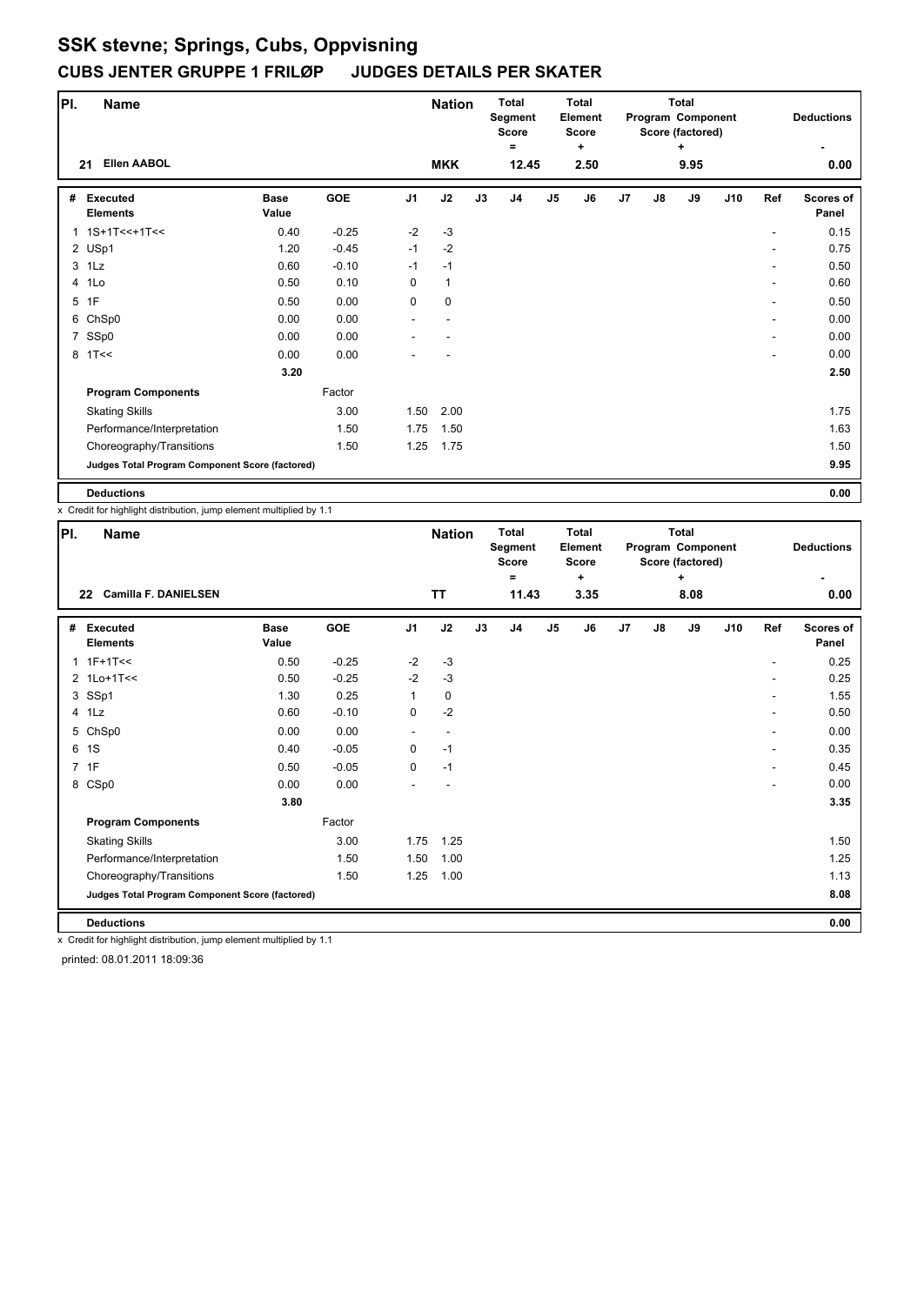# SSK stevne; Springs, Cubs, Oppvisning

## CUBS JENTER GRUPPE 1 FRILØP JUDGES DETAILS PER SKATER

| Pl. | Name | Nation | Total Segment Score = | Total Element Score + | Total Program Component Score (factored) + | Deductions - |
|---|---|---|---|---|---|---|
| 21 | Ellen AABOL | MKK | 12.45 | 2.50 | 9.95 | 0.00 |

| # | Executed Elements | Base Value | GOE | J1 | J2 | J3 | J4 | J5 | J6 | J7 | J8 | J9 | J10 | Ref | Scores of Panel |
|---|---|---|---|---|---|---|---|---|---|---|---|---|---|---|---|
| 1 | 1S+1T<<+1T<< | 0.40 | -0.25 | -2 | -3 | | | | | | | | | - | 0.15 |
| 2 | USp1 | 1.20 | -0.45 | -1 | -2 | | | | | | | | | - | 0.75 |
| 3 | 1Lz | 0.60 | -0.10 | -1 | -1 | | | | | | | | | - | 0.50 |
| 4 | 1Lo | 0.50 | 0.10 | 0 | 1 | | | | | | | | | - | 0.60 |
| 5 | 1F | 0.50 | 0.00 | 0 | 0 | | | | | | | | | - | 0.50 |
| 6 | ChSp0 | 0.00 | 0.00 | - | - | | | | | | | | | - | 0.00 |
| 7 | SSp0 | 0.00 | 0.00 | - | - | | | | | | | | | - | 0.00 |
| 8 | 1T<< | 0.00 | 0.00 | - | - | | | | | | | | | - | 0.00 |
| | | 3.20 | | | | | | | | | | | | | 2.50 |
| | **Program Components** | | Factor | | | | | | | | | | | | |
| | Skating Skills | | 3.00 | 1.50 | 2.00 | | | | | | | | | | 1.75 |
| | Performance/Interpretation | | 1.50 | 1.75 | 1.50 | | | | | | | | | | 1.63 |
| | Choreography/Transitions | | 1.50 | 1.25 | 1.75 | | | | | | | | | | 1.50 |
| | **Judges Total Program Component Score (factored)** | | | | | | | | | | | | | | 9.95 |
| | **Deductions** | | | | | | | | | | | | | | 0.00 |

x Credit for highlight distribution, jump element multiplied by 1.1

| Pl. | Name | Nation | Total Segment Score = | Total Element Score + | Total Program Component Score (factored) + | Deductions - |
|---|---|---|---|---|---|---|
| 22 | Camilla F. DANIELSEN | TT | 11.43 | 3.35 | 8.08 | 0.00 |

| # | Executed Elements | Base Value | GOE | J1 | J2 | J3 | J4 | J5 | J6 | J7 | J8 | J9 | J10 | Ref | Scores of Panel |
|---|---|---|---|---|---|---|---|---|---|---|---|---|---|---|---|
| 1 | 1F+1T<< | 0.50 | -0.25 | -2 | -3 | | | | | | | | | - | 0.25 |
| 2 | 1Lo+1T<< | 0.50 | -0.25 | -2 | -3 | | | | | | | | | - | 0.25 |
| 3 | SSp1 | 1.30 | 0.25 | 1 | 0 | | | | | | | | | - | 1.55 |
| 4 | 1Lz | 0.60 | -0.10 | 0 | -2 | | | | | | | | | - | 0.50 |
| 5 | ChSp0 | 0.00 | 0.00 | - | - | | | | | | | | | - | 0.00 |
| 6 | 1S | 0.40 | -0.05 | 0 | -1 | | | | | | | | | - | 0.35 |
| 7 | 1F | 0.50 | -0.05 | 0 | -1 | | | | | | | | | - | 0.45 |
| 8 | CSp0 | 0.00 | 0.00 | - | - | | | | | | | | | - | 0.00 |
| | | 3.80 | | | | | | | | | | | | | 3.35 |
| | **Program Components** | | Factor | | | | | | | | | | | | |
| | Skating Skills | | 3.00 | 1.75 | 1.25 | | | | | | | | | | 1.50 |
| | Performance/Interpretation | | 1.50 | 1.50 | 1.00 | | | | | | | | | | 1.25 |
| | Choreography/Transitions | | 1.50 | 1.25 | 1.00 | | | | | | | | | | 1.13 |
| | **Judges Total Program Component Score (factored)** | | | | | | | | | | | | | | 8.08 |
| | **Deductions** | | | | | | | | | | | | | | 0.00 |

x Credit for highlight distribution, jump element multiplied by 1.1

printed: 08.01.2011 18:09:36